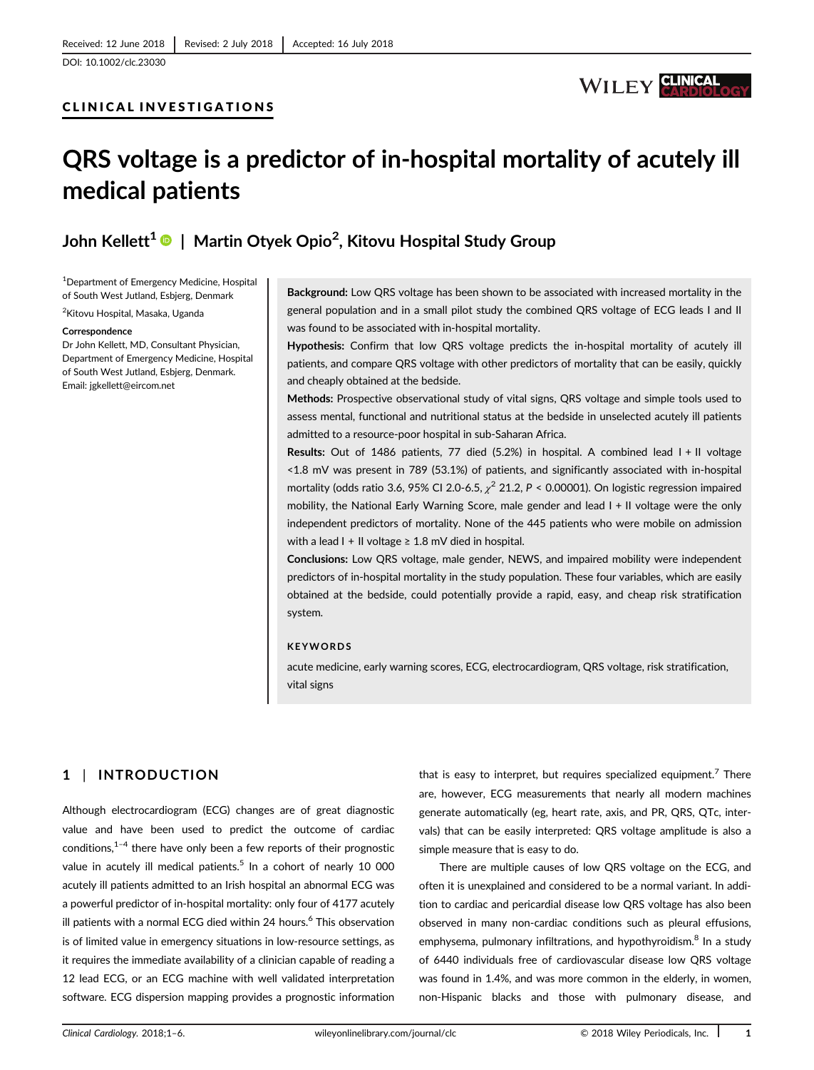Received: 12 June 2018 | Revised: 2 July 2018 | Accepted: 16 July 2018

DOI: 10.1002/clc.23030

CLINICAL INVESTIGATIONS

# QRS voltage is a predictor of in-hospital mortality of acutely ill medical patients

**John Kellett[1] | Martin Otyek Opio[2], Kitovu Hospital Study Group**

[1]Department of Emergency Medicine, Hospital of South West Jutland, Esbjerg, Denmark

[2]Kitovu Hospital, Masaka, Uganda

**Correspondence**

Dr John Kellett, MD, Consultant Physician, Department of Emergency Medicine, Hospital of South West Jutland, Esbjerg, Denmark.
Email: jgkellett@eircom.net

**Background:** Low QRS voltage has been shown to be associated with increased mortality in the general population and in a small pilot study the combined QRS voltage of ECG leads I and II was found to be associated with in-hospital mortality.

**Hypothesis:** Confirm that low QRS voltage predicts the in-hospital mortality of acutely ill patients, and compare QRS voltage with other predictors of mortality that can be easily, quickly and cheaply obtained at the bedside.

**Methods:** Prospective observational study of vital signs, QRS voltage and simple tools used to assess mental, functional and nutritional status at the bedside in unselected acutely ill patients admitted to a resource-poor hospital in sub-Saharan Africa.

**Results:** Out of 1486 patients, 77 died (5.2%) in hospital. A combined lead I + II voltage <1.8 mV was present in 789 (53.1%) of patients, and significantly associated with in-hospital mortality (odds ratio 3.6, 95% CI 2.0-6.5, $\chi^2$ 21.2, $P$ < 0.00001). On logistic regression impaired mobility, the National Early Warning Score, male gender and lead I + II voltage were the only independent predictors of mortality. None of the 445 patients who were mobile on admission with a lead I + II voltage ≥ 1.8 mV died in hospital.

**Conclusions:** Low QRS voltage, male gender, NEWS, and impaired mobility were independent predictors of in-hospital mortality in the study population. These four variables, which are easily obtained at the bedside, could potentially provide a rapid, easy, and cheap risk stratification system.

**KEYWORDS**

acute medicine, early warning scores, ECG, electrocardiogram, QRS voltage, risk stratification, vital signs

## 1 | INTRODUCTION

Although electrocardiogram (ECG) changes are of great diagnostic value and have been used to predict the outcome of cardiac conditions,[1–4] there have only been a few reports of their prognostic value in acutely ill medical patients.[5] In a cohort of nearly 10 000 acutely ill patients admitted to an Irish hospital an abnormal ECG was a powerful predictor of in-hospital mortality: only four of 4177 acutely ill patients with a normal ECG died within 24 hours.[6] This observation is of limited value in emergency situations in low-resource settings, as it requires the immediate availability of a clinician capable of reading a 12 lead ECG, or an ECG machine with well validated interpretation software. ECG dispersion mapping provides a prognostic information that is easy to interpret, but requires specialized equipment.[7] There are, however, ECG measurements that nearly all modern machines generate automatically (eg, heart rate, axis, and PR, QRS, QTc, intervals) that can be easily interpreted: QRS voltage amplitude is also a simple measure that is easy to do.

There are multiple causes of low QRS voltage on the ECG, and often it is unexplained and considered to be a normal variant. In addition to cardiac and pericardial disease low QRS voltage has also been observed in many non-cardiac conditions such as pleural effusions, emphysema, pulmonary infiltrations, and hypothyroidism.[8] In a study of 6440 individuals free of cardiovascular disease low QRS voltage was found in 1.4%, and was more common in the elderly, in women, non-Hispanic blacks and those with pulmonary disease, and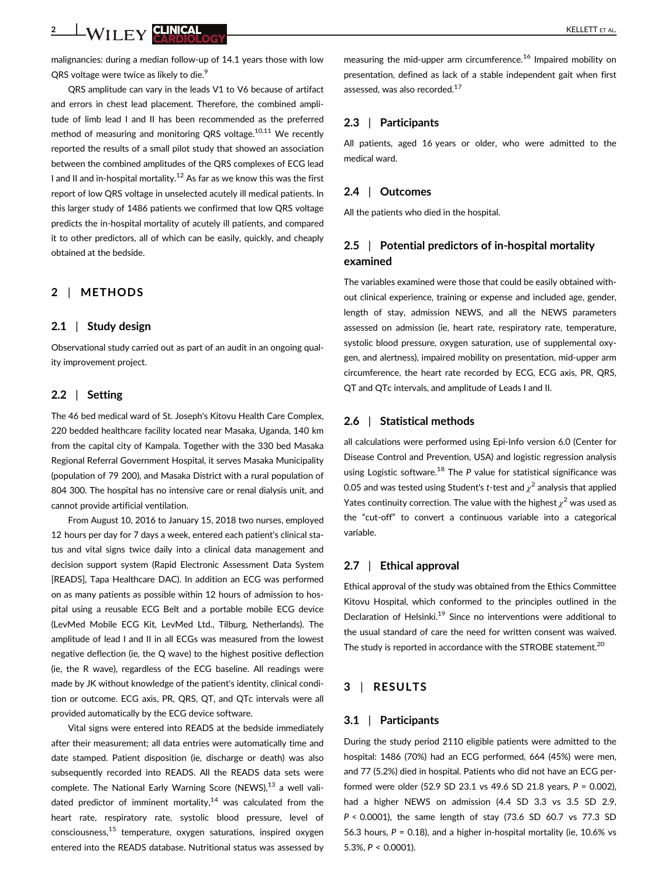malignancies: during a median follow-up of 14.1 years those with low QRS voltage were twice as likely to die.[9]

QRS amplitude can vary in the leads V1 to V6 because of artifact and errors in chest lead placement. Therefore, the combined amplitude of limb lead I and II has been recommended as the preferred method of measuring and monitoring QRS voltage.[10,11] We recently reported the results of a small pilot study that showed an association between the combined amplitudes of the QRS complexes of ECG lead I and II and in-hospital mortality.[12] As far as we know this was the first report of low QRS voltage in unselected acutely ill medical patients. In this larger study of 1486 patients we confirmed that low QRS voltage predicts the in-hospital mortality of acutely ill patients, and compared it to other predictors, all of which can be easily, quickly, and cheaply obtained at the bedside.

## 2 | METHODS

### 2.1 | Study design

Observational study carried out as part of an audit in an ongoing quality improvement project.

### 2.2 | Setting

The 46 bed medical ward of St. Joseph's Kitovu Health Care Complex, 220 bedded healthcare facility located near Masaka, Uganda, 140 km from the capital city of Kampala. Together with the 330 bed Masaka Regional Referral Government Hospital, it serves Masaka Municipality (population of 79 200), and Masaka District with a rural population of 804 300. The hospital has no intensive care or renal dialysis unit, and cannot provide artificial ventilation.

From August 10, 2016 to January 15, 2018 two nurses, employed 12 hours per day for 7 days a week, entered each patient's clinical status and vital signs twice daily into a clinical data management and decision support system (Rapid Electronic Assessment Data System [READS], Tapa Healthcare DAC). In addition an ECG was performed on as many patients as possible within 12 hours of admission to hospital using a reusable ECG Belt and a portable mobile ECG device (LevMed Mobile ECG Kit, LevMed Ltd., Tilburg, Netherlands). The amplitude of lead I and II in all ECGs was measured from the lowest negative deflection (ie, the Q wave) to the highest positive deflection (ie, the R wave), regardless of the ECG baseline. All readings were made by JK without knowledge of the patient's identity, clinical condition or outcome. ECG axis, PR, QRS, QT, and QTc intervals were all provided automatically by the ECG device software.

Vital signs were entered into READS at the bedside immediately after their measurement; all data entries were automatically time and date stamped. Patient disposition (ie, discharge or death) was also subsequently recorded into READS. All the READS data sets were complete. The National Early Warning Score (NEWS),[13] a well validated predictor of imminent mortality,[14] was calculated from the heart rate, respiratory rate, systolic blood pressure, level of consciousness,[15] temperature, oxygen saturations, inspired oxygen entered into the READS database. Nutritional status was assessed by measuring the mid-upper arm circumference.[16] Impaired mobility on presentation, defined as lack of a stable independent gait when first assessed, was also recorded.[17]

### 2.3 | Participants

All patients, aged 16 years or older, who were admitted to the medical ward.

### 2.4 | Outcomes

All the patients who died in the hospital.

### 2.5 | Potential predictors of in-hospital mortality examined

The variables examined were those that could be easily obtained without clinical experience, training or expense and included age, gender, length of stay, admission NEWS, and all the NEWS parameters assessed on admission (ie, heart rate, respiratory rate, temperature, systolic blood pressure, oxygen saturation, use of supplemental oxygen, and alertness), impaired mobility on presentation, mid-upper arm circumference, the heart rate recorded by ECG, ECG axis, PR, QRS, QT and QTc intervals, and amplitude of Leads I and II.

### 2.6 | Statistical methods

all calculations were performed using Epi-Info version 6.0 (Center for Disease Control and Prevention, USA) and logistic regression analysis using Logistic software.[18] The *P* value for statistical significance was 0.05 and was tested using Student's *t*-test and $\chi^2$ analysis that applied Yates continuity correction. The value with the highest $\chi^2$ was used as the "cut-off" to convert a continuous variable into a categorical variable.

### 2.7 | Ethical approval

Ethical approval of the study was obtained from the Ethics Committee Kitovu Hospital, which conformed to the principles outlined in the Declaration of Helsinki.[19] Since no interventions were additional to the usual standard of care the need for written consent was waived. The study is reported in accordance with the STROBE statement.[20]

## 3 | RESULTS

### 3.1 | Participants

During the study period 2110 eligible patients were admitted to the hospital: 1486 (70%) had an ECG performed, 664 (45%) were men, and 77 (5.2%) died in hospital. Patients who did not have an ECG performed were older (52.9 SD 23.1 vs 49.6 SD 21.8 years, $P = 0.002$), had a higher NEWS on admission (4.4 SD 3.3 vs 3.5 SD 2.9, $P < 0.0001$), the same length of stay (73.6 SD 60.7 vs 77.3 SD 56.3 hours, $P = 0.18$), and a higher in-hospital mortality (ie, 10.6% vs 5.3%, $P < 0.0001$).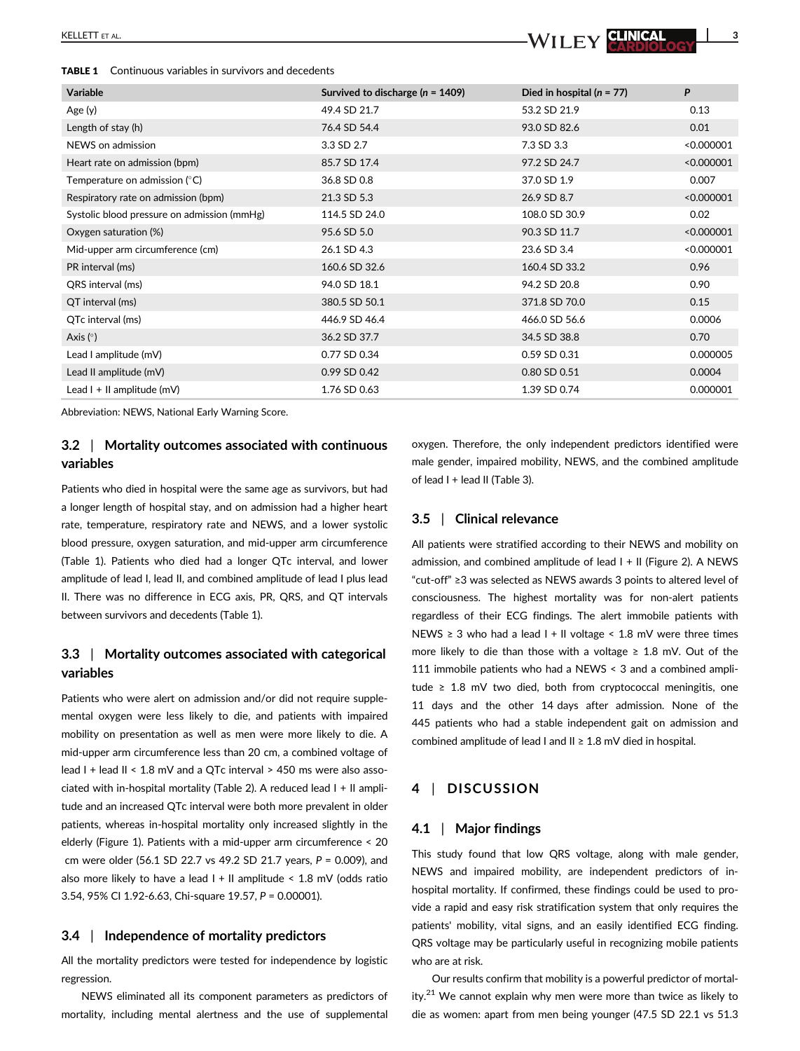**TABLE 1** Continuous variables in survivors and decedents

| Variable | Survived to discharge (*n* = 1409) | Died in hospital (*n* = 77) | *P* |
|---|---|---|---|
| Age (y) | 49.4 SD 21.7 | 53.2 SD 21.9 | 0.13 |
| Length of stay (h) | 76.4 SD 54.4 | 93.0 SD 82.6 | 0.01 |
| NEWS on admission | 3.3 SD 2.7 | 7.3 SD 3.3 | <0.000001 |
| Heart rate on admission (bpm) | 85.7 SD 17.4 | 97.2 SD 24.7 | <0.000001 |
| Temperature on admission (°C) | 36.8 SD 0.8 | 37.0 SD 1.9 | 0.007 |
| Respiratory rate on admission (bpm) | 21.3 SD 5.3 | 26.9 SD 8.7 | <0.000001 |
| Systolic blood pressure on admission (mmHg) | 114.5 SD 24.0 | 108.0 SD 30.9 | 0.02 |
| Oxygen saturation (%) | 95.6 SD 5.0 | 90.3 SD 11.7 | <0.000001 |
| Mid-upper arm circumference (cm) | 26.1 SD 4.3 | 23.6 SD 3.4 | <0.000001 |
| PR interval (ms) | 160.6 SD 32.6 | 160.4 SD 33.2 | 0.96 |
| QRS interval (ms) | 94.0 SD 18.1 | 94.2 SD 20.8 | 0.90 |
| QT interval (ms) | 380.5 SD 50.1 | 371.8 SD 70.0 | 0.15 |
| QTc interval (ms) | 446.9 SD 46.4 | 466.0 SD 56.6 | 0.0006 |
| Axis (°) | 36.2 SD 37.7 | 34.5 SD 38.8 | 0.70 |
| Lead I amplitude (mV) | 0.77 SD 0.34 | 0.59 SD 0.31 | 0.000005 |
| Lead II amplitude (mV) | 0.99 SD 0.42 | 0.80 SD 0.51 | 0.0004 |
| Lead I + II amplitude (mV) | 1.76 SD 0.63 | 1.39 SD 0.74 | 0.000001 |

Abbreviation: NEWS, National Early Warning Score.

### 3.2 | Mortality outcomes associated with continuous variables

Patients who died in hospital were the same age as survivors, but had a longer length of hospital stay, and on admission had a higher heart rate, temperature, respiratory rate and NEWS, and a lower systolic blood pressure, oxygen saturation, and mid-upper arm circumference (Table 1). Patients who died had a longer QTc interval, and lower amplitude of lead I, lead II, and combined amplitude of lead I plus lead II. There was no difference in ECG axis, PR, QRS, and QT intervals between survivors and decedents (Table 1).

### 3.3 | Mortality outcomes associated with categorical variables

Patients who were alert on admission and/or did not require supplemental oxygen were less likely to die, and patients with impaired mobility on presentation as well as men were more likely to die. A mid-upper arm circumference less than 20 cm, a combined voltage of lead I + lead II < 1.8 mV and a QTc interval > 450 ms were also associated with in-hospital mortality (Table 2). A reduced lead I + II amplitude and an increased QTc interval were both more prevalent in older patients, whereas in-hospital mortality only increased slightly in the elderly (Figure 1). Patients with a mid-upper arm circumference < 20 cm were older (56.1 SD 22.7 vs 49.2 SD 21.7 years, $P = 0.009$), and also more likely to have a lead I + II amplitude < 1.8 mV (odds ratio 3.54, 95% CI 1.92-6.63, Chi-square 19.57, $P = 0.00001$).

### 3.4 | Independence of mortality predictors

All the mortality predictors were tested for independence by logistic regression.

NEWS eliminated all its component parameters as predictors of mortality, including mental alertness and the use of supplemental oxygen. Therefore, the only independent predictors identified were male gender, impaired mobility, NEWS, and the combined amplitude of lead I + lead II (Table 3).

### 3.5 | Clinical relevance

All patients were stratified according to their NEWS and mobility on admission, and combined amplitude of lead I + II (Figure 2). A NEWS "cut-off" ≥3 was selected as NEWS awards 3 points to altered level of consciousness. The highest mortality was for non-alert patients regardless of their ECG findings. The alert immobile patients with NEWS ≥ 3 who had a lead I + II voltage < 1.8 mV were three times more likely to die than those with a voltage ≥ 1.8 mV. Out of the 111 immobile patients who had a NEWS < 3 and a combined amplitude ≥ 1.8 mV two died, both from cryptococcal meningitis, one 11 days and the other 14 days after admission. None of the 445 patients who had a stable independent gait on admission and combined amplitude of lead I and II ≥ 1.8 mV died in hospital.

## 4 | DISCUSSION

### 4.1 | Major findings

This study found that low QRS voltage, along with male gender, NEWS and impaired mobility, are independent predictors of in-hospital mortality. If confirmed, these findings could be used to provide a rapid and easy risk stratification system that only requires the patients' mobility, vital signs, and an easily identified ECG finding. QRS voltage may be particularly useful in recognizing mobile patients who are at risk.

Our results confirm that mobility is a powerful predictor of mortality.[21] We cannot explain why men were more than twice as likely to die as women: apart from men being younger (47.5 SD 22.1 vs 51.3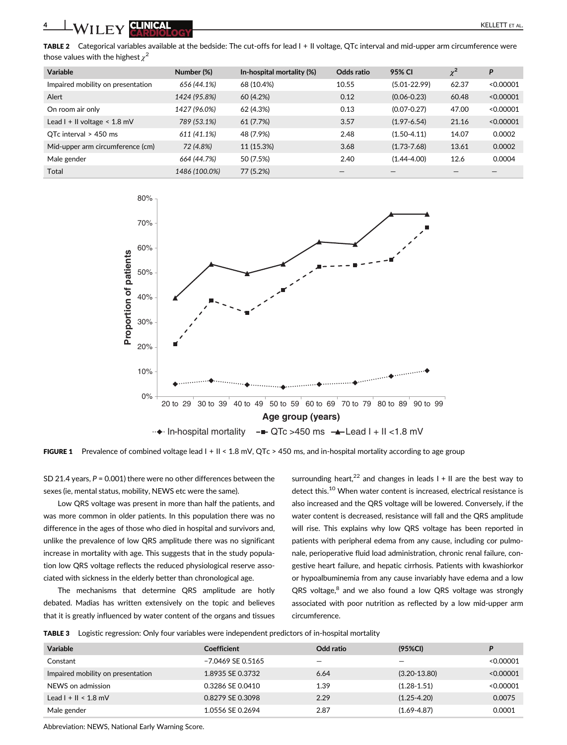**TABLE 2** Categorical variables available at the bedside: The cut-offs for lead I + II voltage, QTc interval and mid-upper arm circumference were those values with the highest $\chi^2$

| Variable | Number (%) | In-hospital mortality (%) | Odds ratio | 95% CI | $\chi^2$ | P |
|---|---|---|---|---|---|---|
| Impaired mobility on presentation | 656 (44.1%) | 68 (10.4%) | 10.55 | (5.01-22.99) | 62.37 | <0.00001 |
| Alert | 1424 (95.8%) | 60 (4.2%) | 0.12 | (0.06-0.23) | 60.48 | <0.00001 |
| On room air only | 1427 (96.0%) | 62 (4.3%) | 0.13 | (0.07-0.27) | 47.00 | <0.00001 |
| Lead I + II voltage < 1.8 mV | 789 (53.1%) | 61 (7.7%) | 3.57 | (1.97-6.54) | 21.16 | <0.00001 |
| QTc interval > 450 ms | 611 (41.1%) | 48 (7.9%) | 2.48 | (1.50-4.11) | 14.07 | 0.0002 |
| Mid-upper arm circumference (cm) | 72 (4.8%) | 11 (15.3%) | 3.68 | (1.73-7.68) | 13.61 | 0.0002 |
| Male gender | 664 (44.7%) | 50 (7.5%) | 2.40 | (1.44-4.00) | 12.6 | 0.0004 |
| Total | 1486 (100.0%) | 77 (5.2%) | — | — | — | — |

**FIGURE 1** Prevalence of combined voltage lead I + II < 1.8 mV, QTc > 450 ms, and in-hospital mortality according to age group

SD 21.4 years, $P = 0.001$) there were no other differences between the sexes (ie, mental status, mobility, NEWS etc were the same).

Low QRS voltage was present in more than half the patients, and was more common in older patients. In this population there was no difference in the ages of those who died in hospital and survivors and, unlike the prevalence of low QRS amplitude there was no significant increase in mortality with age. This suggests that in the study population low QRS voltage reflects the reduced physiological reserve associated with sickness in the elderly better than chronological age.

The mechanisms that determine QRS amplitude are hotly debated. Madias has written extensively on the topic and believes that it is greatly influenced by water content of the organs and tissues surrounding heart,[22] and changes in leads I + II are the best way to detect this.[10] When water content is increased, electrical resistance is also increased and the QRS voltage will be lowered. Conversely, if the water content is decreased, resistance will fall and the QRS amplitude will rise. This explains why low QRS voltage has been reported in patients with peripheral edema from any cause, including cor pulmonale, perioperative fluid load administration, chronic renal failure, congestive heart failure, and hepatic cirrhosis. Patients with kwashiorkor or hypoalbuminemia from any cause invariably have edema and a low QRS voltage,[8] and we also found a low QRS voltage was strongly associated with poor nutrition as reflected by a low mid-upper arm circumference.

**TABLE 3** Logistic regression: Only four variables were independent predictors of in-hospital mortality

| Variable | Coefficient | Odd ratio | (95%CI) | P |
|---|---|---|---|---|
| Constant | −7.0469 SE 0.5165 | — | — | <0.00001 |
| Impaired mobility on presentation | 1.8935 SE 0.3732 | 6.64 | (3.20-13.80) | <0.00001 |
| NEWS on admission | 0.3286 SE 0.0410 | 1.39 | (1.28-1.51) | <0.00001 |
| Lead I + II < 1.8 mV | 0.8279 SE 0.3098 | 2.29 | (1.25-4.20) | 0.0075 |
| Male gender | 1.0556 SE 0.2694 | 2.87 | (1.69-4.87) | 0.0001 |

Abbreviation: NEWS, National Early Warning Score.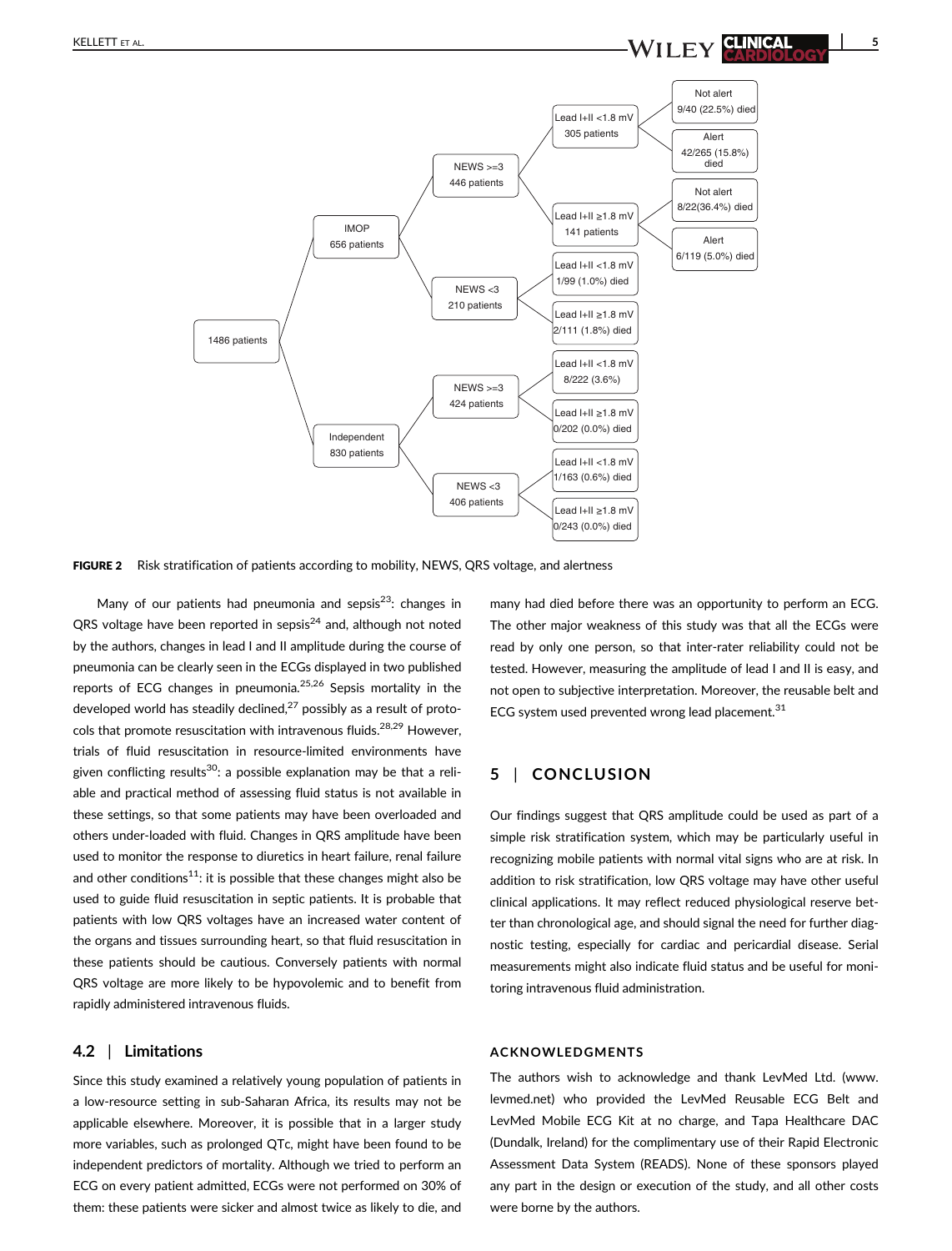FIGURE 2 Risk stratification of patients according to mobility, NEWS, QRS voltage, and alertness

Many of our patients had pneumonia and sepsis[23]: changes in QRS voltage have been reported in sepsis[24] and, although not noted by the authors, changes in lead I and II amplitude during the course of pneumonia can be clearly seen in the ECGs displayed in two published reports of ECG changes in pneumonia.[25,26] Sepsis mortality in the developed world has steadily declined,[27] possibly as a result of protocols that promote resuscitation with intravenous fluids.[28,29] However, trials of fluid resuscitation in resource-limited environments have given conflicting results[30]: a possible explanation may be that a reliable and practical method of assessing fluid status is not available in these settings, so that some patients may have been overloaded and others under-loaded with fluid. Changes in QRS amplitude have been used to monitor the response to diuretics in heart failure, renal failure and other conditions[11]: it is possible that these changes might also be used to guide fluid resuscitation in septic patients. It is probable that patients with low QRS voltages have an increased water content of the organs and tissues surrounding heart, so that fluid resuscitation in these patients should be cautious. Conversely patients with normal QRS voltage are more likely to be hypovolemic and to benefit from rapidly administered intravenous fluids.

### 4.2 | Limitations

Since this study examined a relatively young population of patients in a low-resource setting in sub-Saharan Africa, its results may not be applicable elsewhere. Moreover, it is possible that in a larger study more variables, such as prolonged QTc, might have been found to be independent predictors of mortality. Although we tried to perform an ECG on every patient admitted, ECGs were not performed on 30% of them: these patients were sicker and almost twice as likely to die, and many had died before there was an opportunity to perform an ECG. The other major weakness of this study was that all the ECGs were read by only one person, so that inter-rater reliability could not be tested. However, measuring the amplitude of lead I and II is easy, and not open to subjective interpretation. Moreover, the reusable belt and ECG system used prevented wrong lead placement.[31]

## 5 | CONCLUSION

Our findings suggest that QRS amplitude could be used as part of a simple risk stratification system, which may be particularly useful in recognizing mobile patients with normal vital signs who are at risk. In addition to risk stratification, low QRS voltage may have other useful clinical applications. It may reflect reduced physiological reserve better than chronological age, and should signal the need for further diagnostic testing, especially for cardiac and pericardial disease. Serial measurements might also indicate fluid status and be useful for monitoring intravenous fluid administration.

## ACKNOWLEDGMENTS

The authors wish to acknowledge and thank LevMed Ltd. (www.levmed.net) who provided the LevMed Reusable ECG Belt and LevMed Mobile ECG Kit at no charge, and Tapa Healthcare DAC (Dundalk, Ireland) for the complimentary use of their Rapid Electronic Assessment Data System (READS). None of these sponsors played any part in the design or execution of the study, and all other costs were borne by the authors.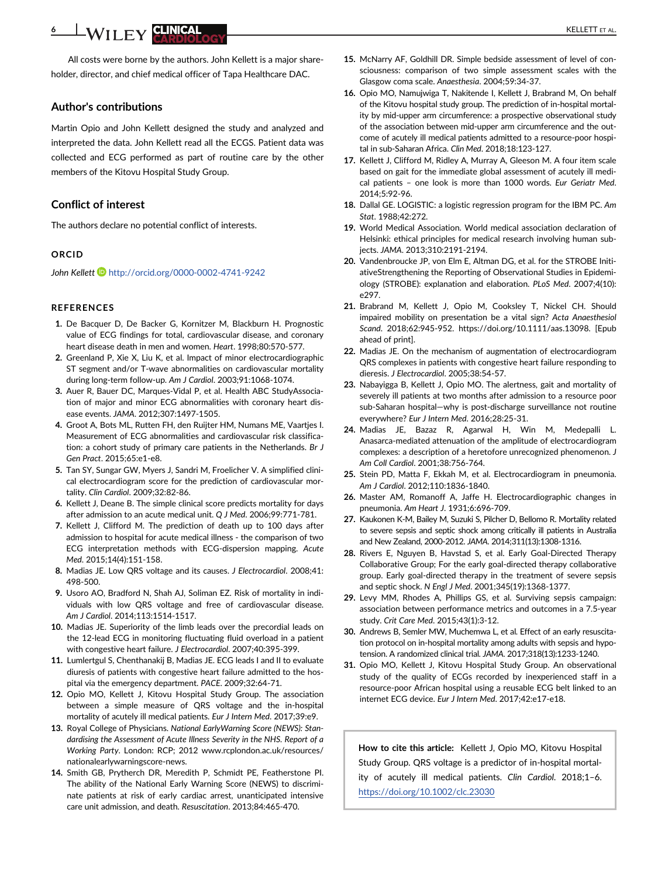All costs were borne by the authors. John Kellett is a major shareholder, director, and chief medical officer of Tapa Healthcare DAC.

## Author's contributions

Martin Opio and John Kellett designed the study and analyzed and interpreted the data. John Kellett read all the ECGS. Patient data was collected and ECG performed as part of routine care by the other members of the Kitovu Hospital Study Group.

## Conflict of interest

The authors declare no potential conflict of interests.

### ORCID

*John Kellett* http://orcid.org/0000-0002-4741-9242

### REFERENCES

1. De Bacquer D, De Backer G, Kornitzer M, Blackburn H. Prognostic value of ECG findings for total, cardiovascular disease, and coronary heart disease death in men and women. *Heart*. 1998;80:570-577.
2. Greenland P, Xie X, Liu K, et al. Impact of minor electrocardiographic ST segment and/or T-wave abnormalities on cardiovascular mortality during long-term follow-up. *Am J Cardiol*. 2003;91:1068-1074.
3. Auer R, Bauer DC, Marques-Vidal P, et al. Health ABC StudyAssociation of major and minor ECG abnormalities with coronary heart disease events. *JAMA*. 2012;307:1497-1505.
4. Groot A, Bots ML, Rutten FH, den Ruijter HM, Numans ME, Vaartjes I. Measurement of ECG abnormalities and cardiovascular risk classification: a cohort study of primary care patients in the Netherlands. *Br J Gen Pract*. 2015;65:e1-e8.
5. Tan SY, Sungar GW, Myers J, Sandri M, Froelicher V. A simplified clinical electrocardiogram score for the prediction of cardiovascular mortality. *Clin Cardiol*. 2009;32:82-86.
6. Kellett J, Deane B. The simple clinical score predicts mortality for days after admission to an acute medical unit. *Q J Med*. 2006;99:771-781.
7. Kellett J, Clifford M. The prediction of death up to 100 days after admission to hospital for acute medical illness - the comparison of two ECG interpretation methods with ECG-dispersion mapping. *Acute Med*. 2015;14(4):151-158.
8. Madias JE. Low QRS voltage and its causes. *J Electrocardiol*. 2008;41:498-500.
9. Usoro AO, Bradford N, Shah AJ, Soliman EZ. Risk of mortality in individuals with low QRS voltage and free of cardiovascular disease. *Am J Cardiol*. 2014;113:1514-1517.
10. Madias JE. Superiority of the limb leads over the precordial leads on the 12-lead ECG in monitoring fluctuating fluid overload in a patient with congestive heart failure. *J Electrocardiol*. 2007;40:395-399.
11. Lumlertgul S, Chenthanakij B, Madias JE. ECG leads I and II to evaluate diuresis of patients with congestive heart failure admitted to the hospital via the emergency department. *PACE*. 2009;32:64-71.
12. Opio MO, Kellett J, Kitovu Hospital Study Group. The association between a simple measure of QRS voltage and the in-hospital mortality of acutely ill medical patients. *Eur J Intern Med*. 2017;39:e9.
13. Royal College of Physicians. *National EarlyWarning Score (NEWS): Standardising the Assessment of Acute Illness Severity in the NHS. Report of a Working Party*. London: RCP; 2012 www.rcplondon.ac.uk/resources/nationalearlywarningscore-news.
14. Smith GB, Prytherch DR, Meredith P, Schmidt PE, Featherstone PI. The ability of the National Early Warning Score (NEWS) to discriminate patients at risk of early cardiac arrest, unanticipated intensive care unit admission, and death. *Resuscitation*. 2013;84:465-470.
15. McNarry AF, Goldhill DR. Simple bedside assessment of level of consciousness: comparison of two simple assessment scales with the Glasgow coma scale. *Anaesthesia*. 2004;59:34-37.
16. Opio MO, Namujwiga T, Nakitende I, Kellett J, Brabrand M, On behalf of the Kitovu hospital study group. The prediction of in-hospital mortality by mid-upper arm circumference: a prospective observational study of the association between mid-upper arm circumference and the outcome of acutely ill medical patients admitted to a resource-poor hospital in sub-Saharan Africa. *Clin Med*. 2018;18:123-127.
17. Kellett J, Clifford M, Ridley A, Murray A, Gleeson M. A four item scale based on gait for the immediate global assessment of acutely ill medical patients – one look is more than 1000 words. *Eur Geriatr Med*. 2014;5:92-96.
18. Dallal GE. LOGISTIC: a logistic regression program for the IBM PC. *Am Stat*. 1988;42:272.
19. World Medical Association. World medical association declaration of Helsinki: ethical principles for medical research involving human subjects. *JAMA*. 2013;310:2191-2194.
20. Vandenbroucke JP, von Elm E, Altman DG, et al. for the STROBE InitiativeStrengthening the Reporting of Observational Studies in Epidemiology (STROBE): explanation and elaboration. *PLoS Med*. 2007;4(10):e297.
21. Brabrand M, Kellett J, Opio M, Cooksley T, Nickel CH. Should impaired mobility on presentation be a vital sign? *Acta Anaesthesiol Scand*. 2018;62:945-952. https://doi.org/10.1111/aas.13098. [Epub ahead of print].
22. Madias JE. On the mechanism of augmentation of electrocardiogram QRS complexes in patients with congestive heart failure responding to dieresis. *J Electrocardiol*. 2005;38:54-57.
23. Nabayigga B, Kellett J, Opio MO. The alertness, gait and mortality of severely ill patients at two months after admission to a resource poor sub-Saharan hospital—why is post-discharge surveillance not routine everywhere? *Eur J Intern Med*. 2016;28:25-31.
24. Madias JE, Bazaz R, Agarwal H, Win M, Medepalli L. Anasarca-mediated attenuation of the amplitude of electrocardiogram complexes: a description of a heretofore unrecognized phenomenon. *J Am Coll Cardiol*. 2001;38:756-764.
25. Stein PD, Matta F, Ekkah M, et al. Electrocardiogram in pneumonia. *Am J Cardiol*. 2012;110:1836-1840.
26. Master AM, Romanoff A, Jaffe H. Electrocardiographic changes in pneumonia. *Am Heart J*. 1931;6:696-709.
27. Kaukonen K-M, Bailey M, Suzuki S, Pilcher D, Bellomo R. Mortality related to severe sepsis and septic shock among critically ill patients in Australia and New Zealand, 2000-2012. *JAMA*. 2014;311(13):1308-1316.
28. Rivers E, Nguyen B, Havstad S, et al. Early Goal-Directed Therapy Collaborative Group; For the early goal-directed therapy collaborative group. Early goal-directed therapy in the treatment of severe sepsis and septic shock. *N Engl J Med*. 2001;345(19):1368-1377.
29. Levy MM, Rhodes A, Phillips GS, et al. Surviving sepsis campaign: association between performance metrics and outcomes in a 7.5-year study. *Crit Care Med*. 2015;43(1):3-12.
30. Andrews B, Semler MW, Muchemwa L, et al. Effect of an early resuscitation protocol on in-hospital mortality among adults with sepsis and hypotension. A randomized clinical trial. *JAMA*. 2017;318(13):1233-1240.
31. Opio MO, Kellett J, Kitovu Hospital Study Group. An observational study of the quality of ECGs recorded by inexperienced staff in a resource-poor African hospital using a reusable ECG belt linked to an internet ECG device. *Eur J Intern Med*. 2017;42:e17-e18.

**How to cite this article:** Kellett J, Opio MO, Kitovu Hospital Study Group. QRS voltage is a predictor of in-hospital mortality of acutely ill medical patients. *Clin Cardiol*. 2018;1–6. https://doi.org/10.1002/clc.23030